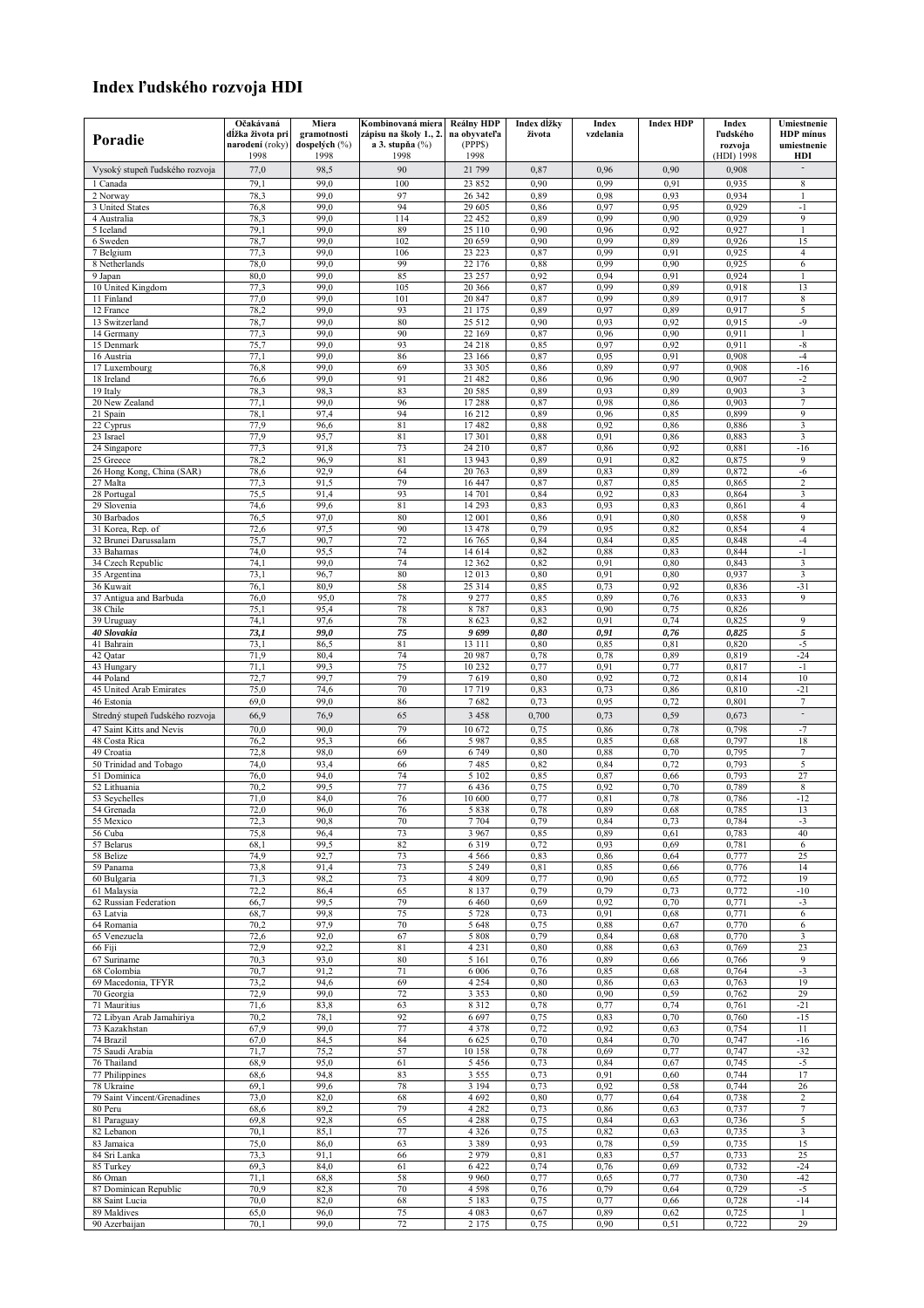# Index ľudského rozvoja HDI

| Poradie | Očakávaná dĺžka života pri narodení (roky) 1998 | Miera gramotnosti dospelých (%) 1998 | Kombinovaná miera zápisu na školy 1., 2. a 3. stupňa (%) 1998 | Reálny HDP na obyvateľa (PPP$) 1998 | Index dĺžky života | Index vzdelania | Index HDP | Index ľudského rozvoja (HDI) 1998 | Umiestnenie HDP mínus umiestnenie HDI |
|---|---|---|---|---|---|---|---|---|---|
| Vysoký stupeň ľudského rozvoja | 77,0 | 98,5 | 90 | 21 799 | 0,87 | 0,96 | 0,90 | 0,908 | - |
| 1 Canada | 79,1 | 99,0 | 100 | 23 852 | 0,90 | 0,99 | 0,91 | 0,935 | 8 |
| 2 Norway | 78,3 | 99,0 | 97 | 26 342 | 0,89 | 0,98 | 0,93 | 0,934 | 1 |
| 3 United States | 76,8 | 99,0 | 94 | 29 605 | 0,86 | 0,97 | 0,95 | 0,929 | -1 |
| 4 Australia | 78,3 | 99,0 | 114 | 22 452 | 0,89 | 0,99 | 0,90 | 0,929 | 9 |
| 5 Iceland | 79,1 | 99,0 | 89 | 25 110 | 0,90 | 0,96 | 0,92 | 0,927 | 1 |
| 6 Sweden | 78,7 | 99,0 | 102 | 20 659 | 0,90 | 0,99 | 0,89 | 0,926 | 15 |
| 7 Belgium | 77,3 | 99,0 | 106 | 23 223 | 0,87 | 0,99 | 0,91 | 0,925 | 4 |
| 8 Netherlands | 78,0 | 99,0 | 99 | 22 176 | 0,88 | 0,99 | 0,90 | 0,925 | 6 |
| 9 Japan | 80,0 | 99,0 | 85 | 23 257 | 0,92 | 0,94 | 0,91 | 0,924 | 1 |
| 10 United Kingdom | 77,3 | 99,0 | 105 | 20 366 | 0,87 | 0,99 | 0,89 | 0,918 | 13 |
| 11 Finland | 77,0 | 99,0 | 101 | 20 847 | 0,87 | 0,99 | 0,89 | 0,917 | 8 |
| 12 France | 78,2 | 99,0 | 93 | 21 175 | 0,89 | 0,97 | 0,89 | 0,917 | 5 |
| 13 Switzerland | 78,7 | 99,0 | 80 | 25 512 | 0,90 | 0,93 | 0,92 | 0,915 | -9 |
| 14 Germany | 77,3 | 99,0 | 90 | 22 169 | 0,87 | 0,96 | 0,90 | 0,911 | 1 |
| 15 Denmark | 75,7 | 99,0 | 93 | 24 218 | 0,85 | 0,97 | 0,92 | 0,911 | -8 |
| 16 Austria | 77,1 | 99,0 | 86 | 23 166 | 0,87 | 0,95 | 0,91 | 0,908 | -4 |
| 17 Luxembourg | 76,8 | 99,0 | 69 | 33 505 | 0,86 | 0,89 | 0,97 | 0,908 | -16 |
| 18 Ireland | 76,6 | 99,0 | 91 | 21 482 | 0,86 | 0,96 | 0,90 | 0,907 | -2 |
| 19 Italy | 78,3 | 98,3 | 83 | 20 585 | 0,89 | 0,93 | 0,89 | 0,903 | 3 |
| 20 New Zealand | 77,1 | 99,0 | 96 | 17 288 | 0,87 | 0,98 | 0,86 | 0,903 | 7 |
| 21 Spain | 78,1 | 97,4 | 94 | 16 212 | 0,89 | 0,96 | 0,85 | 0,899 | 9 |
| 22 Cyprus | 77,9 | 96,6 | 81 | 17 482 | 0,88 | 0,92 | 0,86 | 0,886 | 3 |
| 23 Israel | 77,9 | 95,7 | 81 | 17 301 | 0,88 | 0,91 | 0,86 | 0,883 | 3 |
| 24 Singapore | 77,3 | 91,8 | 73 | 24 210 | 0,87 | 0,86 | 0,92 | 0,881 | -16 |
| 25 Greece | 78,2 | 96,9 | 81 | 13 943 | 0,89 | 0,91 | 0,82 | 0,875 | 9 |
| 26 Hong Kong, China (SAR) | 78,6 | 92,9 | 64 | 20 763 | 0,89 | 0,83 | 0,89 | 0,872 | -6 |
| 27 Malta | 77,3 | 91,5 | 79 | 16 447 | 0,87 | 0,87 | 0,85 | 0,865 | 2 |
| 28 Portugal | 75,5 | 91,4 | 93 | 14 701 | 0,84 | 0,92 | 0,83 | 0,864 | 3 |
| 29 Slovenia | 74,6 | 99,6 | 81 | 14 293 | 0,83 | 0,93 | 0,83 | 0,861 | 4 |
| 30 Barbados | 76,5 | 97,0 | 80 | 12 001 | 0,86 | 0,91 | 0,80 | 0,858 | 9 |
| 31 Korea, Rep. of | 72,6 | 97,5 | 90 | 13 478 | 0,79 | 0,95 | 0,82 | 0,854 | 4 |
| 32 Brunei Darussalam | 75,7 | 90,7 | 72 | 16 765 | 0,84 | 0,84 | 0,85 | 0,848 | -4 |
| 33 Bahamas | 74,0 | 95,5 | 74 | 14 614 | 0,82 | 0,88 | 0,83 | 0,844 | -1 |
| 34 Czech Republic | 74,1 | 99,0 | 74 | 12 362 | 0,82 | 0,91 | 0,80 | 0,843 | 3 |
| 35 Argentina | 73,1 | 96,7 | 80 | 12 013 | 0,80 | 0,91 | 0,80 | 0,937 | 3 |
| 36 Kuwait | 76,1 | 80,9 | 58 | 25 314 | 0,85 | 0,73 | 0,92 | 0,836 | -31 |
| 37 Antigua and Barbuda | 76,0 | 95,0 | 78 | 9 277 | 0,85 | 0,89 | 0,76 | 0,833 | 9 |
| 38 Chile | 75,1 | 95,4 | 78 | 8 787 | 0,83 | 0,90 | 0,75 | 0,826 | |
| 39 Uruguay | 74,1 | 97,6 | 78 | 8 623 | 0,82 | 0,91 | 0,74 | 0,825 | 9 |
| ***40 Slovakia*** | ***73,1*** | ***99,0*** | ***75*** | ***9 699*** | ***0,80*** | ***0,91*** | ***0,76*** | ***0,825*** | ***5*** |
| 41 Bahrain | 73,1 | 86,5 | 81 | 13 111 | 0,80 | 0,85 | 0,81 | 0,820 | -5 |
| 42 Qatar | 71,9 | 80,4 | 74 | 20 987 | 0,78 | 0,78 | 0,89 | 0,819 | -24 |
| 43 Hungary | 71,1 | 99,3 | 75 | 10 232 | 0,77 | 0,91 | 0,77 | 0,817 | -1 |
| 44 Poland | 72,7 | 99,7 | 79 | 7 619 | 0,80 | 0,92 | 0,72 | 0,814 | 10 |
| 45 United Arab Emirates | 75,0 | 74,6 | 70 | 17 719 | 0,83 | 0,73 | 0,86 | 0,810 | -21 |
| 46 Estonia | 69,0 | 99,0 | 86 | 7 682 | 0,73 | 0,95 | 0,72 | 0,801 | 7 |
| Stredný stupeň ľudského rozvoja | 66,9 | 76,9 | 65 | 3 458 | 0,700 | 0,73 | 0,59 | 0,673 | - |
| 47 Saint Kitts and Nevis | 70,0 | 90,0 | 79 | 10 672 | 0,75 | 0,86 | 0,78 | 0,798 | -7 |
| 48 Costa Rica | 76,2 | 95,3 | 66 | 5 987 | 0,85 | 0,85 | 0,68 | 0,797 | 18 |
| 49 Croatia | 72,8 | 98,0 | 69 | 6 749 | 0,80 | 0,88 | 0,70 | 0,795 | 7 |
| 50 Trinidad and Tobago | 74,0 | 93,4 | 66 | 7 485 | 0,82 | 0,84 | 0,72 | 0,793 | 5 |
| 51 Dominica | 76,0 | 94,0 | 74 | 5 102 | 0,85 | 0,87 | 0,66 | 0,793 | 27 |
| 52 Lithuania | 70,2 | 99,5 | 77 | 6 436 | 0,75 | 0,92 | 0,70 | 0,789 | 8 |
| 53 Seychelles | 71,0 | 84,0 | 76 | 10 600 | 0,77 | 0,81 | 0,78 | 0,786 | -12 |
| 54 Grenada | 72,0 | 96,0 | 76 | 5 838 | 0,78 | 0,89 | 0,68 | 0,785 | 13 |
| 55 Mexico | 72,3 | 90,8 | 70 | 7 704 | 0,79 | 0,84 | 0,73 | 0,784 | -3 |
| 56 Cuba | 75,8 | 96,4 | 73 | 3 967 | 0,85 | 0,89 | 0,61 | 0,783 | 40 |
| 57 Belarus | 68,1 | 99,5 | 82 | 6 319 | 0,72 | 0,93 | 0,69 | 0,781 | 6 |
| 58 Belize | 74,9 | 92,7 | 73 | 4 566 | 0,83 | 0,86 | 0,64 | 0,777 | 25 |
| 59 Panama | 73,8 | 91,4 | 73 | 5 249 | 0,81 | 0,85 | 0,66 | 0,776 | 14 |
| 60 Bulgaria | 71,3 | 98,2 | 73 | 4 809 | 0,77 | 0,90 | 0,65 | 0,772 | 19 |
| 61 Malaysia | 72,2 | 86,4 | 65 | 8 137 | 0,79 | 0,79 | 0,73 | 0,772 | -10 |
| 62 Russian Federation | 66,7 | 99,5 | 79 | 6 460 | 0,69 | 0,92 | 0,70 | 0,771 | -3 |
| 63 Latvia | 68,7 | 99,8 | 75 | 5 728 | 0,73 | 0,91 | 0,68 | 0,771 | 6 |
| 64 Romania | 70,2 | 97,9 | 70 | 5 648 | 0,75 | 0,88 | 0,67 | 0,770 | 6 |
| 65 Venezuela | 72,6 | 92,0 | 67 | 5 808 | 0,79 | 0,84 | 0,68 | 0,770 | 3 |
| 66 Fiji | 72,9 | 92,2 | 81 | 4 231 | 0,80 | 0,88 | 0,63 | 0,769 | 23 |
| 67 Suriname | 70,3 | 93,0 | 80 | 5 161 | 0,76 | 0,89 | 0,66 | 0,766 | 9 |
| 68 Colombia | 70,7 | 91,2 | 71 | 6 006 | 0,76 | 0,85 | 0,68 | 0,764 | -3 |
| 69 Macedonia, TFYR | 73,2 | 94,6 | 69 | 4 254 | 0,80 | 0,86 | 0,63 | 0,763 | 19 |
| 70 Georgia | 72,9 | 99,0 | 72 | 3 353 | 0,80 | 0,90 | 0,59 | 0,762 | 29 |
| 71 Mauritius | 71,6 | 83,8 | 63 | 8 312 | 0,78 | 0,77 | 0,74 | 0,761 | -21 |
| 72 Libyan Arab Jamahiriya | 70,2 | 78,1 | 92 | 6 697 | 0,75 | 0,83 | 0,70 | 0,760 | -15 |
| 73 Kazakhstan | 67,9 | 99,0 | 77 | 4 378 | 0,72 | 0,92 | 0,63 | 0,754 | 11 |
| 74 Brazil | 67,0 | 84,5 | 84 | 6 625 | 0,70 | 0,84 | 0,70 | 0,747 | -16 |
| 75 Saudi Arabia | 71,7 | 75,2 | 57 | 10 158 | 0,78 | 0,69 | 0,77 | 0,747 | -32 |
| 76 Thailand | 68,9 | 95,0 | 61 | 5 456 | 0,73 | 0,84 | 0,67 | 0,745 | -5 |
| 77 Philippines | 68,6 | 94,8 | 83 | 3 555 | 0,73 | 0,91 | 0,60 | 0,744 | 17 |
| 78 Ukraine | 69,1 | 99,6 | 78 | 3 194 | 0,73 | 0,92 | 0,58 | 0,744 | 26 |
| 79 Saint Vincent/Grenadines | 73,0 | 82,0 | 68 | 4 692 | 0,80 | 0,77 | 0,64 | 0,738 | 2 |
| 80 Peru | 68,6 | 89,2 | 79 | 4 282 | 0,73 | 0,86 | 0,63 | 0,737 | 7 |
| 81 Paraguay | 69,8 | 92,8 | 65 | 4 288 | 0,75 | 0,84 | 0,63 | 0,736 | 5 |
| 82 Lebanon | 70,1 | 85,1 | 77 | 4 326 | 0,75 | 0,82 | 0,63 | 0,735 | 3 |
| 83 Jamaica | 75,0 | 86,0 | 63 | 3 389 | 0,93 | 0,78 | 0,59 | 0,735 | 15 |
| 84 Sri Lanka | 73,3 | 91,1 | 66 | 2 979 | 0,81 | 0,83 | 0,57 | 0,733 | 25 |
| 85 Turkey | 69,3 | 84,0 | 61 | 6 422 | 0,74 | 0,76 | 0,69 | 0,732 | -24 |
| 86 Oman | 71,1 | 68,8 | 58 | 9 960 | 0,77 | 0,65 | 0,77 | 0,730 | -42 |
| 87 Dominican Republic | 70,9 | 82,8 | 70 | 4 598 | 0,76 | 0,79 | 0,64 | 0,729 | -5 |
| 88 Saint Lucia | 70,0 | 82,0 | 68 | 5 183 | 0,75 | 0,77 | 0,66 | 0,728 | -14 |
| 89 Maldives | 65,0 | 96,0 | 75 | 4 083 | 0,67 | 0,89 | 0,62 | 0,725 | 1 |
| 90 Azerbaijan | 70,1 | 99,0 | 72 | 2 175 | 0,75 | 0,90 | 0,51 | 0,722 | 29 |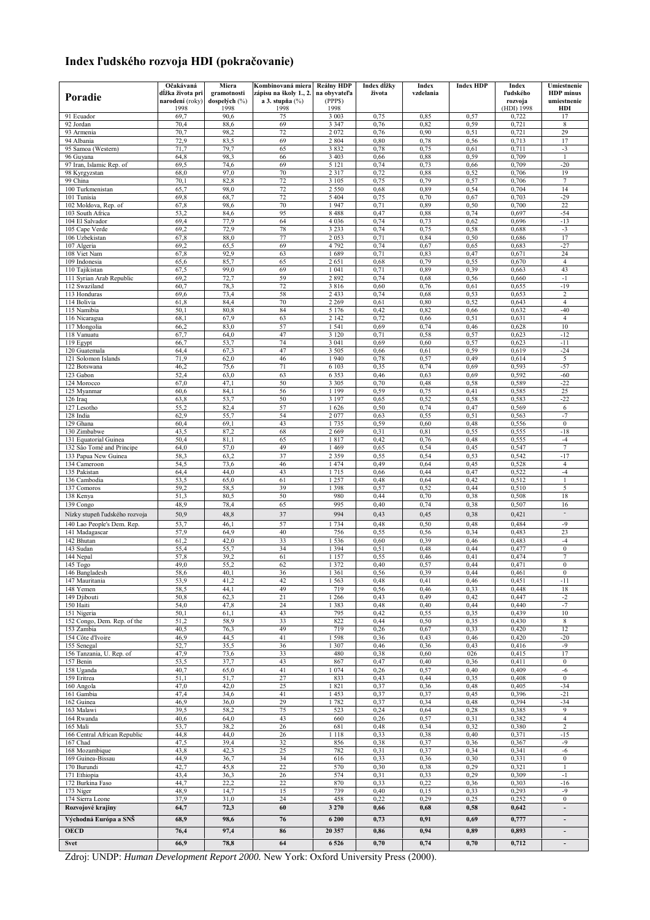## Index ľudského rozvoja HDI (pokračovanie)

| Poradie | Očakávaná dĺžka života pri narodení (roky) 1998 | Miera gramotnosti dospelých (%) 1998 | Kombinovaná miera zápisu na školy 1., 2. a 3. stupňa (%) 1998 | Reálny HDP na obyvateľa (PPPS) 1998 | Index dĺžky života | Index vzdelania | Index HDP | Index ľudského rozvoja (HDI) 1998 | Umiestnenie HDP mínus umiestnenie HDI |
|---|---|---|---|---|---|---|---|---|---|
| 91 Ecuador | 69,7 | 90,6 | 75 | 3 003 | 0,75 | 0,85 | 0,57 | 0,722 | 17 |
| 92 Jordan | 70,4 | 88,6 | 69 | 3 347 | 0,76 | 0,82 | 0,59 | 0,721 | 8 |
| 93 Armenia | 70,7 | 98,2 | 72 | 2 072 | 0,76 | 0,90 | 0,51 | 0,721 | 29 |
| 94 Albania | 72,9 | 83,5 | 69 | 2 804 | 0,80 | 0,78 | 0,56 | 0,713 | 17 |
| 95 Samoa (Western) | 71,7 | 79,7 | 65 | 3 832 | 0,78 | 0,75 | 0,61 | 0,711 | -3 |
| 96 Guyana | 64,8 | 98,3 | 66 | 3 403 | 0,66 | 0,88 | 0,59 | 0,709 | 1 |
| 97 Iran, Islamic Rep. of | 69,5 | 74,6 | 69 | 5 121 | 0,74 | 0,73 | 0,66 | 0,709 | -20 |
| 98 Kyrgyzstan | 68,0 | 97,0 | 70 | 2 317 | 0,72 | 0,88 | 0,52 | 0,706 | 19 |
| 99 China | 70,1 | 82,8 | 72 | 3 105 | 0,75 | 0,79 | 0,57 | 0,706 | 7 |
| 100 Turkmenistan | 65,7 | 98,0 | 72 | 2 550 | 0,68 | 0,89 | 0,54 | 0,704 | 14 |
| 101 Tunisia | 69,8 | 68,7 | 72 | 5 404 | 0,75 | 0,70 | 0,67 | 0,703 | -29 |
| 102 Moldova, Rep. of | 67,8 | 98,6 | 70 | 1 947 | 0,71 | 0,89 | 0,50 | 0,700 | 22 |
| 103 South Africa | 53,2 | 84,6 | 95 | 8 488 | 0,47 | 0,88 | 0,74 | 0,697 | -54 |
| 104 El Salvador | 69,4 | 77,9 | 64 | 4 036 | 0,74 | 0,73 | 0,62 | 0,696 | -13 |
| 105 Cape Verde | 69,2 | 72,9 | 78 | 3 233 | 0,74 | 0,75 | 0,58 | 0,688 | -3 |
| 106 Uzbekistan | 67,8 | 88,0 | 77 | 2 053 | 0,71 | 0,84 | 0,50 | 0,686 | 17 |
| 107 Algeria | 69,2 | 65,5 | 69 | 4 792 | 0,74 | 0,67 | 0,65 | 0,683 | -27 |
| 108 Viet Nam | 67,8 | 92,9 | 63 | 1 689 | 0,71 | 0,83 | 0,47 | 0,671 | 24 |
| 109 Indonesia | 65,6 | 85,7 | 65 | 2 651 | 0,68 | 0,79 | 0,55 | 0,670 | 4 |
| 110 Tajikistan | 67,5 | 99,0 | 69 | 1 041 | 0,71 | 0,89 | 0,39 | 0,663 | 43 |
| 111 Syrian Arab Republic | 69,2 | 72,7 | 59 | 2 892 | 0,74 | 0,68 | 0,56 | 0,660 | -1 |
| 112 Swaziland | 60,7 | 78,3 | 72 | 3 816 | 0,60 | 0,76 | 0,61 | 0,655 | -19 |
| 113 Honduras | 69,6 | 73,4 | 58 | 2 433 | 0,74 | 0,68 | 0,53 | 0,653 | 2 |
| 114 Bolivia | 61,8 | 84,4 | 70 | 2 269 | 0,61 | 0,80 | 0,52 | 0,643 | 4 |
| 115 Namibia | 50,1 | 80,8 | 84 | 5 176 | 0,42 | 0,82 | 0,66 | 0,632 | -40 |
| 116 Nicaragua | 68,1 | 67,9 | 63 | 2 142 | 0,72 | 0,66 | 0,51 | 0,631 | 4 |
| 117 Mongolia | 66,2 | 83,0 | 57 | 1 541 | 0,69 | 0,74 | 0,46 | 0,628 | 10 |
| 118 Vanuatu | 67,7 | 64,0 | 47 | 3 120 | 0,71 | 0,58 | 0,57 | 0,623 | -12 |
| 119 Egypt | 66,7 | 53,7 | 74 | 3 041 | 0,69 | 0,60 | 0,57 | 0,623 | -11 |
| 120 Guatemala | 64,4 | 67,3 | 47 | 3 505 | 0,66 | 0,61 | 0,59 | 0,619 | -24 |
| 121 Solomon Islands | 71,9 | 62,0 | 46 | 1 940 | 0,78 | 0,57 | 0,49 | 0,614 | 5 |
| 122 Botswana | 46,2 | 75,6 | 71 | 6 103 | 0,35 | 0,74 | 0,69 | 0,593 | -57 |
| 123 Gabon | 52,4 | 63,0 | 63 | 6 353 | 0,46 | 0,63 | 0,69 | 0,592 | -60 |
| 124 Morocco | 67,0 | 47,1 | 50 | 3 305 | 0,70 | 0,48 | 0,58 | 0,589 | -22 |
| 125 Myanmar | 60,6 | 84,1 | 56 | 1 199 | 0,59 | 0,75 | 0,41 | 0,585 | 25 |
| 126 Iraq | 63,8 | 53,7 | 50 | 3 197 | 0,65 | 0,52 | 0,58 | 0,583 | -22 |
| 127 Lesotho | 55,2 | 82,4 | 57 | 1 626 | 0,50 | 0,74 | 0,47 | 0,569 | 6 |
| 128 India | 62,9 | 55,7 | 54 | 2 077 | 0,63 | 0,55 | 0,51 | 0,563 | -7 |
| 129 Ghana | 60,4 | 69,1 | 43 | 1 735 | 0,59 | 0,60 | 0,48 | 0,556 | 0 |
| 130 Zimbabwe | 43,5 | 87,2 | 68 | 2 669 | 0,31 | 0,81 | 0,55 | 0,555 | -18 |
| 131 Equatorial Guinea | 50,4 | 81,1 | 65 | 1 817 | 0,42 | 0,76 | 0,48 | 0,555 | -4 |
| 132 São Tomé and Principe | 64,0 | 57,0 | 49 | 1 469 | 0,65 | 0,54 | 0,45 | 0,547 | 7 |
| 133 Papua New Guinea | 58,3 | 63,2 | 37 | 2 359 | 0,55 | 0,54 | 0,53 | 0,542 | -17 |
| 134 Cameroon | 54,5 | 73,6 | 46 | 1 474 | 0,49 | 0,64 | 0,45 | 0,528 | 4 |
| 135 Pakistan | 64,4 | 44,0 | 43 | 1 715 | 0,66 | 0,44 | 0,47 | 0,522 | -4 |
| 136 Cambodia | 53,5 | 65,0 | 61 | 1 257 | 0,48 | 0,64 | 0,42 | 0,512 | 1 |
| 137 Comoros | 59,2 | 58,5 | 39 | 1 398 | 0,57 | 0,52 | 0,44 | 0,510 | 5 |
| 138 Kenya | 51,3 | 80,5 | 50 | 980 | 0,44 | 0,70 | 0,38 | 0,508 | 18 |
| 139 Congo | 48,9 | 78,4 | 65 | 995 | 0,40 | 0,74 | 0,38 | 0,507 | 16 |
| Nízky stupeň ľudského rozvoja | 50,9 | 48,8 | 37 | 994 | 0,43 | 0,45 | 0,38 | 0,421 | - |
| 140 Lao People's Dem. Rep. | 53,7 | 46,1 | 57 | 1 734 | 0,48 | 0,50 | 0,48 | 0,484 | -9 |
| 141 Madagascar | 57,9 | 64,9 | 40 | 756 | 0,55 | 0,56 | 0,34 | 0,483 | 23 |
| 142 Bhutan | 61,2 | 42,0 | 33 | 1 536 | 0,60 | 0,39 | 0,46 | 0,483 | -4 |
| 143 Sudan | 55,4 | 55,7 | 34 | 1 394 | 0,51 | 0,48 | 0,44 | 0,477 | 0 |
| 144 Nepal | 57,8 | 39,2 | 61 | 1 157 | 0,55 | 0,46 | 0,41 | 0,474 | 7 |
| 145 Togo | 49,0 | 55,2 | 62 | 1 372 | 0,40 | 0,57 | 0,44 | 0,471 | 0 |
| 146 Bangladesh | 58,6 | 40,1 | 36 | 1 361 | 0,56 | 0,39 | 0,44 | 0,461 | 0 |
| 147 Mauritania | 53,9 | 41,2 | 42 | 1 563 | 0,48 | 0,41 | 0,46 | 0,451 | -11 |
| 148 Yemen | 58,5 | 44,1 | 49 | 719 | 0,56 | 0,46 | 0,33 | 0,448 | 18 |
| 149 Djibouti | 50,8 | 62,3 | 21 | 1 266 | 0,43 | 0,49 | 0,42 | 0,447 | -2 |
| 150 Haiti | 54,0 | 47,8 | 24 | 1 383 | 0,48 | 0,40 | 0,44 | 0,440 | -7 |
| 151 Nigeria | 50,1 | 61,1 | 43 | 795 | 0,42 | 0,55 | 0,35 | 0,439 | 10 |
| 152 Congo, Dem. Rep. of the | 51,2 | 58,9 | 33 | 822 | 0,44 | 0,50 | 0,35 | 0,430 | 8 |
| 153 Zambia | 40,5 | 76,3 | 49 | 719 | 0,26 | 0,67 | 0,33 | 0,420 | 12 |
| 154 Côte d'Ivoire | 46,9 | 44,5 | 41 | 1 598 | 0,36 | 0,43 | 0,46 | 0,420 | -20 |
| 155 Senegal | 52,7 | 35,5 | 36 | 1 307 | 0,46 | 0,36 | 0,43 | 0,416 | -9 |
| 156 Tanzania, U. Rep. of | 47,9 | 73,6 | 33 | 480 | 0,38 | 0,60 | 026 | 0,415 | 17 |
| 157 Benin | 53,5 | 37,7 | 43 | 867 | 0,47 | 0,40 | 0,36 | 0,411 | 0 |
| 158 Uganda | 40,7 | 65,0 | 41 | 1 074 | 0,26 | 0,57 | 0,40 | 0,409 | -6 |
| 159 Eritrea | 51,1 | 51,7 | 27 | 833 | 0,43 | 0,44 | 0,35 | 0,408 | 0 |
| 160 Angola | 47,0 | 42,0 | 25 | 1 821 | 0,37 | 0,36 | 0,48 | 0,405 | -34 |
| 161 Gambia | 47,4 | 34,6 | 41 | 1 453 | 0,37 | 0,37 | 0,45 | 0,396 | -21 |
| 162 Guinea | 46,9 | 36,0 | 29 | 1 782 | 0,37 | 0,34 | 0,48 | 0,394 | -34 |
| 163 Malawi | 39,5 | 58,2 | 75 | 523 | 0,24 | 0,64 | 0,28 | 0,385 | 9 |
| 164 Rwanda | 40,6 | 64,0 | 43 | 660 | 0,26 | 0,57 | 0,31 | 0,382 | 4 |
| 165 Mali | 53,7 | 38,2 | 26 | 681 | 0,48 | 0,34 | 0,32 | 0,380 | 2 |
| 166 Central African Republic | 44,8 | 44,0 | 26 | 1 118 | 0,33 | 0,38 | 0,40 | 0,371 | -15 |
| 167 Chad | 47,5 | 39,4 | 32 | 856 | 0,38 | 0,37 | 0,36 | 0,367 | -9 |
| 168 Mozambique | 43,8 | 42,3 | 25 | 782 | 0,31 | 0,37 | 0,34 | 0,341 | -6 |
| 169 Guinea-Bissau | 44,9 | 36,7 | 34 | 616 | 0,33 | 0,36 | 0,30 | 0,331 | 0 |
| 170 Burundi | 42,7 | 45,8 | 22 | 570 | 0,30 | 0,38 | 0,29 | 0,321 | 1 |
| 171 Ethiopia | 43,4 | 36,3 | 26 | 574 | 0,31 | 0,33 | 0,29 | 0,309 | -1 |
| 172 Burkina Faso | 44,7 | 22,2 | 22 | 870 | 0,33 | 0,22 | 0,36 | 0,303 | -16 |
| 173 Niger | 48,9 | 14,7 | 15 | 739 | 0,40 | 0,15 | 0,33 | 0,293 | -9 |
| 174 Sierra Leone | 37,9 | 31,0 | 24 | 458 | 0,22 | 0,29 | 0,25 | 0,252 | 0 |
| **Rozvojové krajiny** | **64,7** | **72,3** | **60** | **3 270** | **0,66** | **0,68** | **0,58** | **0,642** | **-** |
| **Východná Európa a SNŠ** | **68,9** | **98,6** | **76** | **6 200** | **0,73** | **0,91** | **0,69** | **0,777** | **-** |
| **OECD** | **76,4** | **97,4** | **86** | **20 357** | **0,86** | **0,94** | **0,89** | **0,893** | **-** |
| **Svet** | **66,9** | **78,8** | **64** | **6 526** | **0,70** | **0,74** | **0,70** | **0,712** | **-** |

Zdroj: UNDP: *Human Development Report 2000.* New York: Oxford University Press (2000).